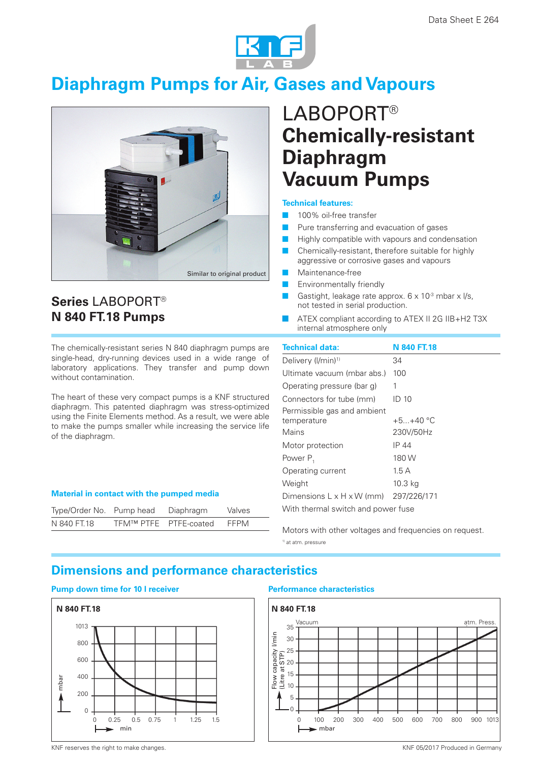Data Sheet E 264

# Diaphragm Pumps for Air, Gases and Vapours

Similar to original product

# LABOPORT®
# Chemically-resistant Diaphragm Vacuum Pumps

**Technical features:**

- 100% oil-free transfer
- Pure transferring and evacuation of gases
- Highly compatible with vapours and condensation
- Chemically-resistant, therefore suitable for highly aggressive or corrosive gases and vapours
- Maintenance-free
- Environmentally friendly
- Gastight, leakage rate approx. 6 x $10^{-3}$ mbar x l/s, not tested in serial production.
- ATEX compliant according to ATEX II 2G IIB+H2 T3X internal atmosphere only

## Series LABOPORT® N 840 FT.18 Pumps

The chemically-resistant series N 840 diaphragm pumps are single-head, dry-running devices used in a wide range of laboratory applications. They transfer and pump down without contamination.

The heart of these very compact pumps is a KNF structured diaphragm. This patented diaphragm was stress-optimized using the Finite Elements method. As a result, we were able to make the pumps smaller while increasing the service life of the diaphragm.

**Material in contact with the pumped media**

| Type/Order No. | Pump head | Diaphragm | Valves |
|---|---|---|---|
| N 840 FT.18 | TFM™ PTFE | PTFE-coated | FFPM |

| Technical data: | N 840 FT.18 |
|---|---|
| Delivery (l/min)[1] | 34 |
| Ultimate vacuum (mbar abs.) | 100 |
| Operating pressure (bar g) | 1 |
| Connectors for tube (mm) | ID 10 |
| Permissible gas and ambient temperature | +5...+40 °C |
| Mains | 230V/50Hz |
| Motor protection | IP 44 |
| Power $P_1$ | 180 W |
| Operating current | 1.5 A |
| Weight | 10.3 kg |
| Dimensions L x H x W (mm) | 297/226/171 |
| With thermal switch and power fuse | |

Motors with other voltages and frequencies on request.

[1] at atm. pressure

## Dimensions and performance characteristics

**Pump down time for 10 l receiver**

**Performance characteristics**

KNF reserves the right to make changes.

KNF 05/2017 Produced in Germany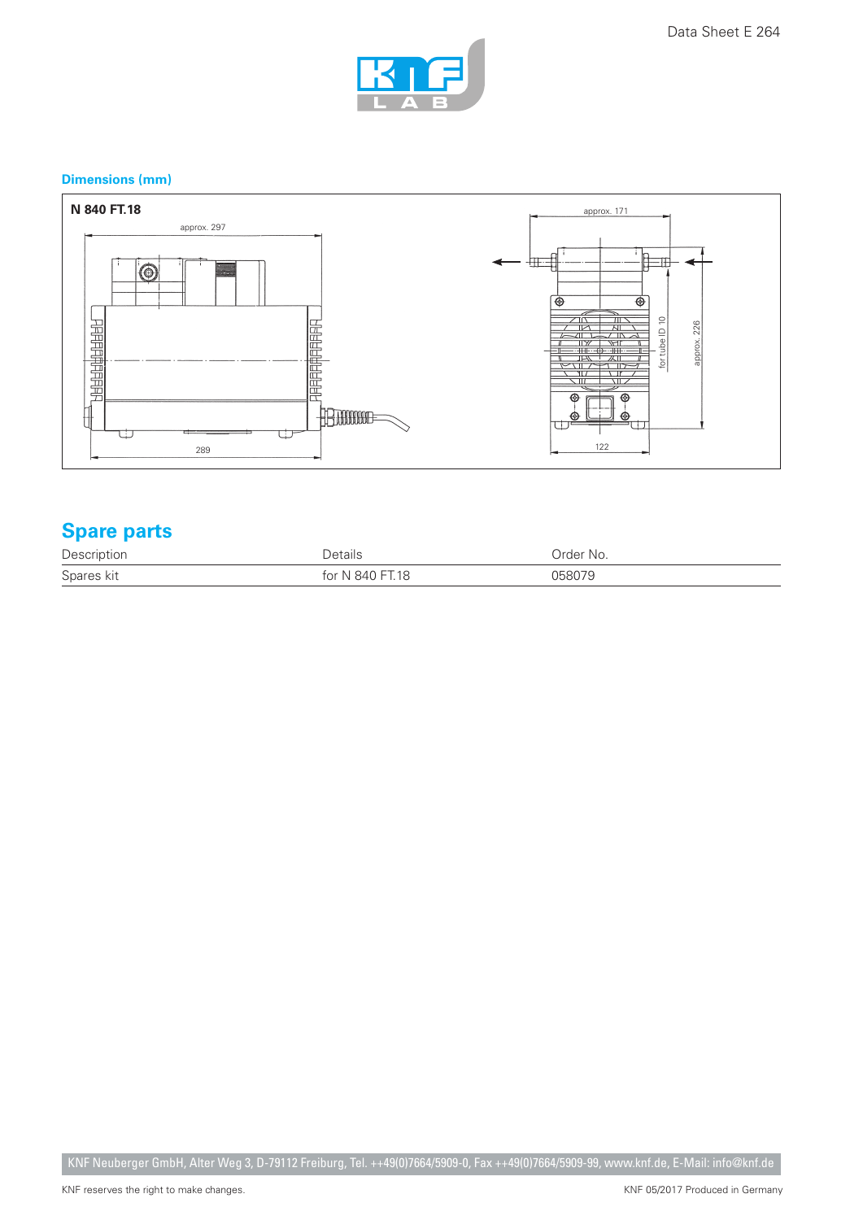Dimensions (mm)

N 840 FT.18

approx. 297

289

approx. 171

for tube ID 10

approx. 226

122

## Spare parts

| Description | Details | Order No. |
|---|---|---|
| Spares kit | for N 840 FT.18 | 058079 |

KNF Neuberger GmbH, Alter Weg 3, D-79112 Freiburg, Tel. ++49(0)7664/5909-0, Fax ++49(0)7664/5909-99, www.knf.de, E-Mail: info@knf.de

KNF reserves the right to make changes.

KNF 05/2017 Produced in Germany